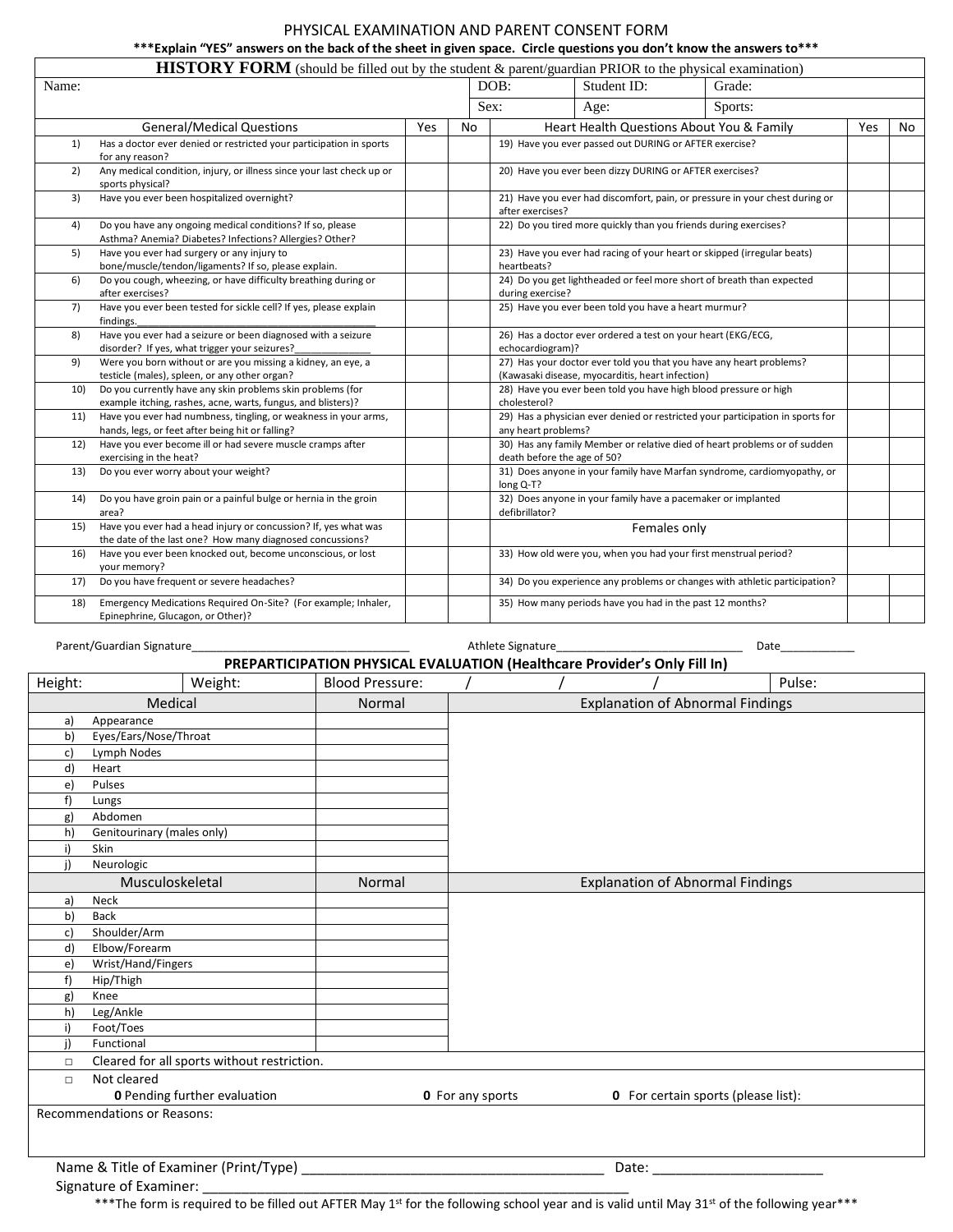# PHYSICAL EXAMINATION AND PARENT CONSENT FORM

**\*\*\*Explain "YES" answers on the back of the sheet in given space. Circle questions you don't know the answers to\*\*\***

**HISTORY FORM** (should be filled out by the student & parent/guardian PRIOR to the physical examination)

| Name: | DOB: | Student ID: | Grade: |
|---|---|---|---|
| | Sex: | Age: | Sports: |

| | General/Medical Questions | Yes | No | Heart Health Questions About You & Family | Yes | No |
|---|---|---|---|---|---|---|
| 1) | Has a doctor ever denied or restricted your participation in sports for any reason? | | | 19) Have you ever passed out DURING or AFTER exercise? | | |
| 2) | Any medical condition, injury, or illness since your last check up or sports physical? | | | 20) Have you ever been dizzy DURING or AFTER exercises? | | |
| 3) | Have you ever been hospitalized overnight? | | | 21) Have you ever had discomfort, pain, or pressure in your chest during or after exercises? | | |
| 4) | Do you have any ongoing medical conditions? If so, please Asthma? Anemia? Diabetes? Infections? Allergies? Other? | | | 22) Do you tired more quickly than you friends during exercises? | | |
| 5) | Have you ever had surgery or any injury to bone/muscle/tendon/ligaments? If so, please explain. | | | 23) Have you ever had racing of your heart or skipped (irregular beats) heartbeats? | | |
| 6) | Do you cough, wheezing, or have difficulty breathing during or after exercises? | | | 24) Do you get lightheaded or feel more short of breath than expected during exercise? | | |
| 7) | Have you ever been tested for sickle cell? If yes, please explain findings.________________________________________ | | | 25) Have you ever been told you have a heart murmur? | | |
| 8) | Have you ever had a seizure or been diagnosed with a seizure disorder? If yes, what trigger your seizures?_____________ | | | 26) Has a doctor ever ordered a test on your heart (EKG/ECG, echocardiogram)? | | |
| 9) | Were you born without or are you missing a kidney, an eye, a testicle (males), spleen, or any other organ? | | | 27) Has your doctor ever told you that you have any heart problems? (Kawasaki disease, myocarditis, heart infection) | | |
| 10) | Do you currently have any skin problems skin problems (for example itching, rashes, acne, warts, fungus, and blisters)? | | | 28) Have you ever been told you have high blood pressure or high cholesterol? | | |
| 11) | Have you ever had numbness, tingling, or weakness in your arms, hands, legs, or feet after being hit or falling? | | | 29) Has a physician ever denied or restricted your participation in sports for any heart problems? | | |
| 12) | Have you ever become ill or had severe muscle cramps after exercising in the heat? | | | 30) Has any family Member or relative died of heart problems or of sudden death before the age of 50? | | |
| 13) | Do you ever worry about your weight? | | | 31) Does anyone in your family have Marfan syndrome, cardiomyopathy, or long Q-T? | | |
| 14) | Do you have groin pain or a painful bulge or hernia in the groin area? | | | 32) Does anyone in your family have a pacemaker or implanted defibrillator? | | |
| 15) | Have you ever had a head injury or concussion? If, yes what was the date of the last one? How many diagnosed concussions? | | | Females only | | |
| 16) | Have you ever been knocked out, become unconscious, or lost your memory? | | | 33) How old were you, when you had your first menstrual period? | | |
| 17) | Do you have frequent or severe headaches? | | | 34) Do you experience any problems or changes with athletic participation? | | |
| 18) | Emergency Medications Required On-Site? (For example; Inhaler, Epinephrine, Glucagon, or Other)? | | | 35) How many periods have you had in the past 12 months? | | |

Parent/Guardian Signature__________________________________ Athlete Signature_____________________________ Date___________

## PREPARTICIPATION PHYSICAL EVALUATION (Healthcare Provider's Only Fill In)

| Height: | Weight: | Blood Pressure: / / / | Pulse: |
|---|---|---|---|

| Medical | Normal | Explanation of Abnormal Findings |
|---|---|---|
| a) Appearance | | |
| b) Eyes/Ears/Nose/Throat | | |
| c) Lymph Nodes | | |
| d) Heart | | |
| e) Pulses | | |
| f) Lungs | | |
| g) Abdomen | | |
| h) Genitourinary (males only) | | |
| i) Skin | | |
| j) Neurologic | | |
| **Musculoskeletal** | **Normal** | **Explanation of Abnormal Findings** |
| a) Neck | | |
| b) Back | | |
| c) Shoulder/Arm | | |
| d) Elbow/Forearm | | |
| e) Wrist/Hand/Fingers | | |
| f) Hip/Thigh | | |
| g) Knee | | |
| h) Leg/Ankle | | |
| i) Foot/Toes | | |
| j) Functional | | |

□ Cleared for all sports without restriction.

□ Not cleared

**0** Pending further evaluation &nbsp;&nbsp; **0** For any sports &nbsp;&nbsp; **0** For certain sports (please list):

Recommendations or Reasons:

Name & Title of Examiner (Print/Type) _______________________________________ Date: _____________________

Signature of Examiner: __________________________________________________________

\*\*\*The form is required to be filled out AFTER May 1st for the following school year and is valid until May 31st of the following year\*\*\*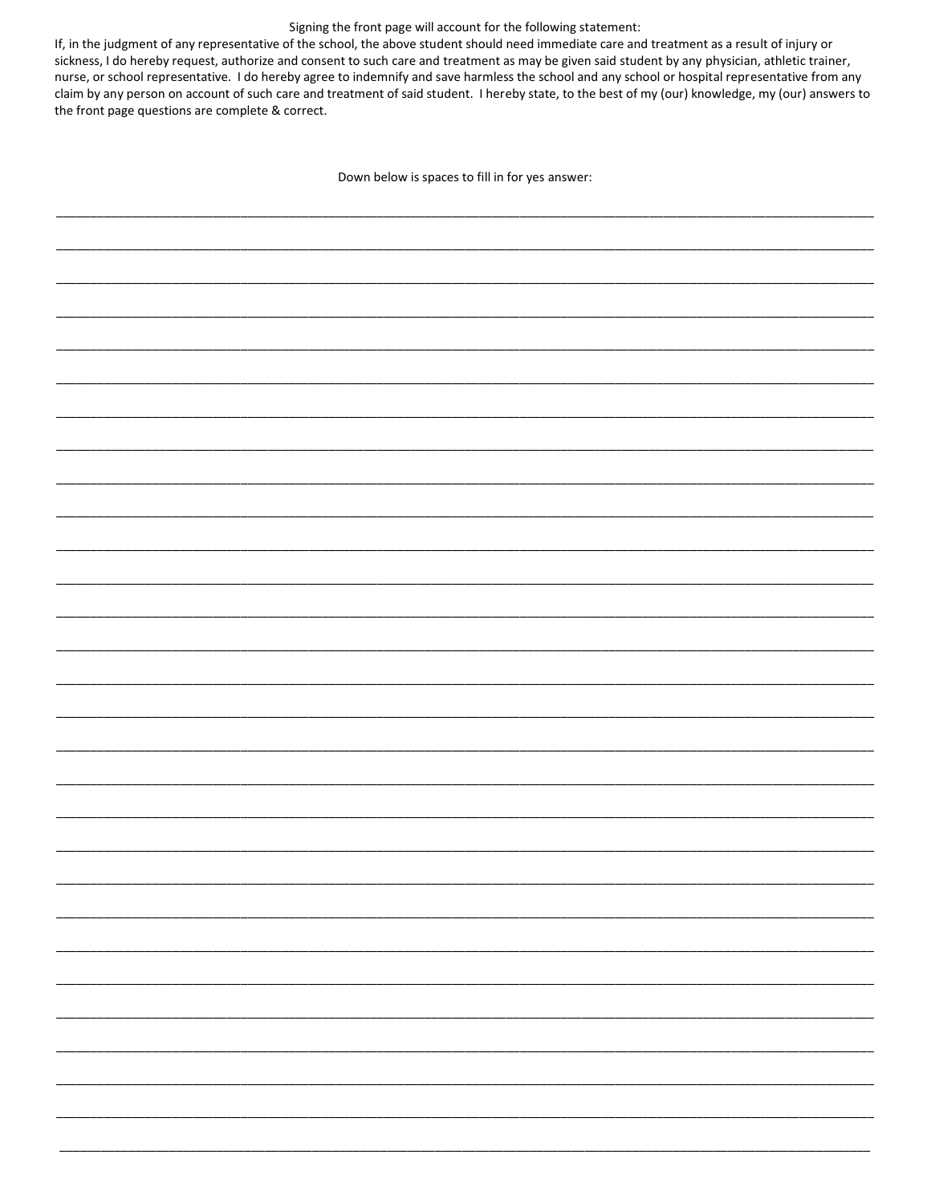Signing the front page will account for the following statement:

If, in the judgment of any representative of the school, the above student should need immediate care and treatment as a result of injury or sickness, I do hereby request, authorize and consent to such care and treatment as may be given said student by any physician, athletic trainer, nurse, or school representative. I do hereby agree to indemnify and save harmless the school and any school or hospital representative from any claim by any person on account of such care and treatment of said student. I hereby state, to the best of my (our) knowledge, my (our) answers to the front page questions are complete & correct.

Down below is spaces to fill in for yes answer:

\_\_\_\_\_\_\_\_\_\_\_\_\_\_\_\_\_\_\_\_\_\_\_\_\_\_\_\_\_\_\_\_\_\_\_\_\_\_\_\_\_\_\_\_\_\_\_\_\_\_\_\_\_\_\_\_\_\_\_\_\_\_\_\_\_\_\_\_\_\_\_\_\_\_\_\_\_\_

\_\_\_\_\_\_\_\_\_\_\_\_\_\_\_\_\_\_\_\_\_\_\_\_\_\_\_\_\_\_\_\_\_\_\_\_\_\_\_\_\_\_\_\_\_\_\_\_\_\_\_\_\_\_\_\_\_\_\_\_\_\_\_\_\_\_\_\_\_\_\_\_\_\_\_\_\_\_

\_\_\_\_\_\_\_\_\_\_\_\_\_\_\_\_\_\_\_\_\_\_\_\_\_\_\_\_\_\_\_\_\_\_\_\_\_\_\_\_\_\_\_\_\_\_\_\_\_\_\_\_\_\_\_\_\_\_\_\_\_\_\_\_\_\_\_\_\_\_\_\_\_\_\_\_\_\_

\_\_\_\_\_\_\_\_\_\_\_\_\_\_\_\_\_\_\_\_\_\_\_\_\_\_\_\_\_\_\_\_\_\_\_\_\_\_\_\_\_\_\_\_\_\_\_\_\_\_\_\_\_\_\_\_\_\_\_\_\_\_\_\_\_\_\_\_\_\_\_\_\_\_\_\_\_\_

\_\_\_\_\_\_\_\_\_\_\_\_\_\_\_\_\_\_\_\_\_\_\_\_\_\_\_\_\_\_\_\_\_\_\_\_\_\_\_\_\_\_\_\_\_\_\_\_\_\_\_\_\_\_\_\_\_\_\_\_\_\_\_\_\_\_\_\_\_\_\_\_\_\_\_\_\_\_

\_\_\_\_\_\_\_\_\_\_\_\_\_\_\_\_\_\_\_\_\_\_\_\_\_\_\_\_\_\_\_\_\_\_\_\_\_\_\_\_\_\_\_\_\_\_\_\_\_\_\_\_\_\_\_\_\_\_\_\_\_\_\_\_\_\_\_\_\_\_\_\_\_\_\_\_\_\_

\_\_\_\_\_\_\_\_\_\_\_\_\_\_\_\_\_\_\_\_\_\_\_\_\_\_\_\_\_\_\_\_\_\_\_\_\_\_\_\_\_\_\_\_\_\_\_\_\_\_\_\_\_\_\_\_\_\_\_\_\_\_\_\_\_\_\_\_\_\_\_\_\_\_\_\_\_\_

\_\_\_\_\_\_\_\_\_\_\_\_\_\_\_\_\_\_\_\_\_\_\_\_\_\_\_\_\_\_\_\_\_\_\_\_\_\_\_\_\_\_\_\_\_\_\_\_\_\_\_\_\_\_\_\_\_\_\_\_\_\_\_\_\_\_\_\_\_\_\_\_\_\_\_\_\_\_

\_\_\_\_\_\_\_\_\_\_\_\_\_\_\_\_\_\_\_\_\_\_\_\_\_\_\_\_\_\_\_\_\_\_\_\_\_\_\_\_\_\_\_\_\_\_\_\_\_\_\_\_\_\_\_\_\_\_\_\_\_\_\_\_\_\_\_\_\_\_\_\_\_\_\_\_\_\_

\_\_\_\_\_\_\_\_\_\_\_\_\_\_\_\_\_\_\_\_\_\_\_\_\_\_\_\_\_\_\_\_\_\_\_\_\_\_\_\_\_\_\_\_\_\_\_\_\_\_\_\_\_\_\_\_\_\_\_\_\_\_\_\_\_\_\_\_\_\_\_\_\_\_\_\_\_\_

\_\_\_\_\_\_\_\_\_\_\_\_\_\_\_\_\_\_\_\_\_\_\_\_\_\_\_\_\_\_\_\_\_\_\_\_\_\_\_\_\_\_\_\_\_\_\_\_\_\_\_\_\_\_\_\_\_\_\_\_\_\_\_\_\_\_\_\_\_\_\_\_\_\_\_\_\_\_

\_\_\_\_\_\_\_\_\_\_\_\_\_\_\_\_\_\_\_\_\_\_\_\_\_\_\_\_\_\_\_\_\_\_\_\_\_\_\_\_\_\_\_\_\_\_\_\_\_\_\_\_\_\_\_\_\_\_\_\_\_\_\_\_\_\_\_\_\_\_\_\_\_\_\_\_\_\_

\_\_\_\_\_\_\_\_\_\_\_\_\_\_\_\_\_\_\_\_\_\_\_\_\_\_\_\_\_\_\_\_\_\_\_\_\_\_\_\_\_\_\_\_\_\_\_\_\_\_\_\_\_\_\_\_\_\_\_\_\_\_\_\_\_\_\_\_\_\_\_\_\_\_\_\_\_\_

\_\_\_\_\_\_\_\_\_\_\_\_\_\_\_\_\_\_\_\_\_\_\_\_\_\_\_\_\_\_\_\_\_\_\_\_\_\_\_\_\_\_\_\_\_\_\_\_\_\_\_\_\_\_\_\_\_\_\_\_\_\_\_\_\_\_\_\_\_\_\_\_\_\_\_\_\_\_

\_\_\_\_\_\_\_\_\_\_\_\_\_\_\_\_\_\_\_\_\_\_\_\_\_\_\_\_\_\_\_\_\_\_\_\_\_\_\_\_\_\_\_\_\_\_\_\_\_\_\_\_\_\_\_\_\_\_\_\_\_\_\_\_\_\_\_\_\_\_\_\_\_\_\_\_\_\_

\_\_\_\_\_\_\_\_\_\_\_\_\_\_\_\_\_\_\_\_\_\_\_\_\_\_\_\_\_\_\_\_\_\_\_\_\_\_\_\_\_\_\_\_\_\_\_\_\_\_\_\_\_\_\_\_\_\_\_\_\_\_\_\_\_\_\_\_\_\_\_\_\_\_\_\_\_\_

\_\_\_\_\_\_\_\_\_\_\_\_\_\_\_\_\_\_\_\_\_\_\_\_\_\_\_\_\_\_\_\_\_\_\_\_\_\_\_\_\_\_\_\_\_\_\_\_\_\_\_\_\_\_\_\_\_\_\_\_\_\_\_\_\_\_\_\_\_\_\_\_\_\_\_\_\_\_

\_\_\_\_\_\_\_\_\_\_\_\_\_\_\_\_\_\_\_\_\_\_\_\_\_\_\_\_\_\_\_\_\_\_\_\_\_\_\_\_\_\_\_\_\_\_\_\_\_\_\_\_\_\_\_\_\_\_\_\_\_\_\_\_\_\_\_\_\_\_\_\_\_\_\_\_\_\_

\_\_\_\_\_\_\_\_\_\_\_\_\_\_\_\_\_\_\_\_\_\_\_\_\_\_\_\_\_\_\_\_\_\_\_\_\_\_\_\_\_\_\_\_\_\_\_\_\_\_\_\_\_\_\_\_\_\_\_\_\_\_\_\_\_\_\_\_\_\_\_\_\_\_\_\_\_\_

\_\_\_\_\_\_\_\_\_\_\_\_\_\_\_\_\_\_\_\_\_\_\_\_\_\_\_\_\_\_\_\_\_\_\_\_\_\_\_\_\_\_\_\_\_\_\_\_\_\_\_\_\_\_\_\_\_\_\_\_\_\_\_\_\_\_\_\_\_\_\_\_\_\_\_\_\_\_

\_\_\_\_\_\_\_\_\_\_\_\_\_\_\_\_\_\_\_\_\_\_\_\_\_\_\_\_\_\_\_\_\_\_\_\_\_\_\_\_\_\_\_\_\_\_\_\_\_\_\_\_\_\_\_\_\_\_\_\_\_\_\_\_\_\_\_\_\_\_\_\_\_\_\_\_\_\_

\_\_\_\_\_\_\_\_\_\_\_\_\_\_\_\_\_\_\_\_\_\_\_\_\_\_\_\_\_\_\_\_\_\_\_\_\_\_\_\_\_\_\_\_\_\_\_\_\_\_\_\_\_\_\_\_\_\_\_\_\_\_\_\_\_\_\_\_\_\_\_\_\_\_\_\_\_\_

\_\_\_\_\_\_\_\_\_\_\_\_\_\_\_\_\_\_\_\_\_\_\_\_\_\_\_\_\_\_\_\_\_\_\_\_\_\_\_\_\_\_\_\_\_\_\_\_\_\_\_\_\_\_\_\_\_\_\_\_\_\_\_\_\_\_\_\_\_\_\_\_\_\_\_\_\_\_

\_\_\_\_\_\_\_\_\_\_\_\_\_\_\_\_\_\_\_\_\_\_\_\_\_\_\_\_\_\_\_\_\_\_\_\_\_\_\_\_\_\_\_\_\_\_\_\_\_\_\_\_\_\_\_\_\_\_\_\_\_\_\_\_\_\_\_\_\_\_\_\_\_\_\_\_\_\_

\_\_\_\_\_\_\_\_\_\_\_\_\_\_\_\_\_\_\_\_\_\_\_\_\_\_\_\_\_\_\_\_\_\_\_\_\_\_\_\_\_\_\_\_\_\_\_\_\_\_\_\_\_\_\_\_\_\_\_\_\_\_\_\_\_\_\_\_\_\_\_\_\_\_\_\_\_\_

\_\_\_\_\_\_\_\_\_\_\_\_\_\_\_\_\_\_\_\_\_\_\_\_\_\_\_\_\_\_\_\_\_\_\_\_\_\_\_\_\_\_\_\_\_\_\_\_\_\_\_\_\_\_\_\_\_\_\_\_\_\_\_\_\_\_\_\_\_\_\_\_\_\_\_\_\_\_

\_\_\_\_\_\_\_\_\_\_\_\_\_\_\_\_\_\_\_\_\_\_\_\_\_\_\_\_\_\_\_\_\_\_\_\_\_\_\_\_\_\_\_\_\_\_\_\_\_\_\_\_\_\_\_\_\_\_\_\_\_\_\_\_\_\_\_\_\_\_\_\_\_\_\_\_\_\_

\_\_\_\_\_\_\_\_\_\_\_\_\_\_\_\_\_\_\_\_\_\_\_\_\_\_\_\_\_\_\_\_\_\_\_\_\_\_\_\_\_\_\_\_\_\_\_\_\_\_\_\_\_\_\_\_\_\_\_\_\_\_\_\_\_\_\_\_\_\_\_\_\_\_\_\_\_\_

\_\_\_\_\_\_\_\_\_\_\_\_\_\_\_\_\_\_\_\_\_\_\_\_\_\_\_\_\_\_\_\_\_\_\_\_\_\_\_\_\_\_\_\_\_\_\_\_\_\_\_\_\_\_\_\_\_\_\_\_\_\_\_\_\_\_\_\_\_\_\_\_\_\_\_\_\_\_